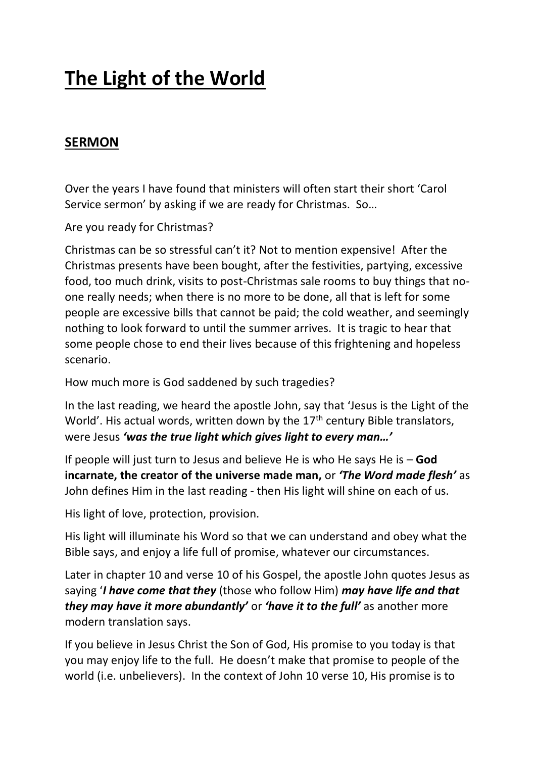# The Light of the World

## SERMON

Over the years I have found that ministers will often start their short 'Carol Service sermon' by asking if we are ready for Christmas. So…

Are you ready for Christmas?

Christmas can be so stressful can't it? Not to mention expensive! After the Christmas presents have been bought, after the festivities, partying, excessive food, too much drink, visits to post-Christmas sale rooms to buy things that no-one really needs; when there is no more to be done, all that is left for some people are excessive bills that cannot be paid; the cold weather, and seemingly nothing to look forward to until the summer arrives. It is tragic to hear that some people chose to end their lives because of this frightening and hopeless scenario.

How much more is God saddened by such tragedies?

In the last reading, we heard the apostle John, say that 'Jesus is the Light of the World'. His actual words, written down by the 17th century Bible translators, were Jesus ***'was the true light which gives light to every man…'***

If people will just turn to Jesus and believe He is who He says He is – **God incarnate, the creator of the universe made man,** or ***'The Word made flesh'*** as John defines Him in the last reading - then His light will shine on each of us.

His light of love, protection, provision.

His light will illuminate his Word so that we can understand and obey what the Bible says, and enjoy a life full of promise, whatever our circumstances.

Later in chapter 10 and verse 10 of his Gospel, the apostle John quotes Jesus as saying '***I have come that they*** (those who follow Him) ***may have life and that they may have it more abundantly'*** or ***'have it to the full'*** as another more modern translation says.

If you believe in Jesus Christ the Son of God, His promise to you today is that you may enjoy life to the full. He doesn't make that promise to people of the world (i.e. unbelievers). In the context of John 10 verse 10, His promise is to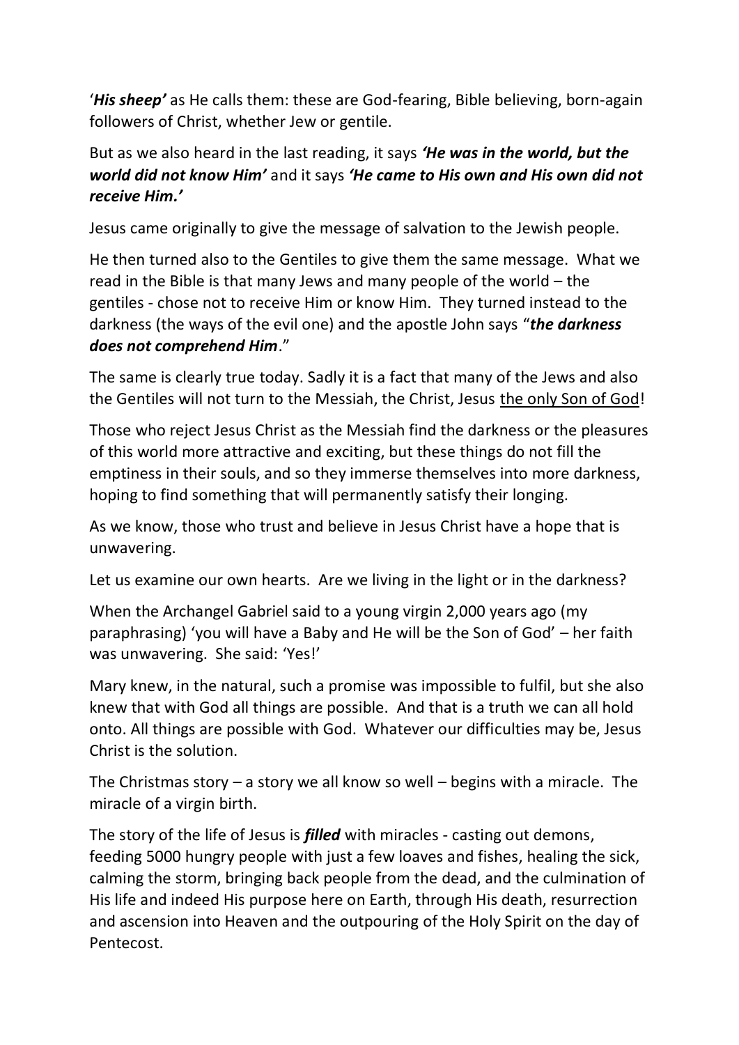'***His sheep'*** as He calls them: these are God-fearing, Bible believing, born-again followers of Christ, whether Jew or gentile.

But as we also heard in the last reading, it says ***'He was in the world, but the world did not know Him'*** and it says ***'He came to His own and His own did not receive Him.'***

Jesus came originally to give the message of salvation to the Jewish people.

He then turned also to the Gentiles to give them the same message. What we read in the Bible is that many Jews and many people of the world – the gentiles - chose not to receive Him or know Him. They turned instead to the darkness (the ways of the evil one) and the apostle John says "***the darkness does not comprehend Him***."

The same is clearly true today. Sadly it is a fact that many of the Jews and also the Gentiles will not turn to the Messiah, the Christ, Jesus <u>the only Son of God</u>!

Those who reject Jesus Christ as the Messiah find the darkness or the pleasures of this world more attractive and exciting, but these things do not fill the emptiness in their souls, and so they immerse themselves into more darkness, hoping to find something that will permanently satisfy their longing.

As we know, those who trust and believe in Jesus Christ have a hope that is unwavering.

Let us examine our own hearts. Are we living in the light or in the darkness?

When the Archangel Gabriel said to a young virgin 2,000 years ago (my paraphrasing) 'you will have a Baby and He will be the Son of God' – her faith was unwavering. She said: 'Yes!'

Mary knew, in the natural, such a promise was impossible to fulfil, but she also knew that with God all things are possible. And that is a truth we can all hold onto. All things are possible with God. Whatever our difficulties may be, Jesus Christ is the solution.

The Christmas story – a story we all know so well – begins with a miracle. The miracle of a virgin birth.

The story of the life of Jesus is ***filled*** with miracles - casting out demons, feeding 5000 hungry people with just a few loaves and fishes, healing the sick, calming the storm, bringing back people from the dead, and the culmination of His life and indeed His purpose here on Earth, through His death, resurrection and ascension into Heaven and the outpouring of the Holy Spirit on the day of Pentecost.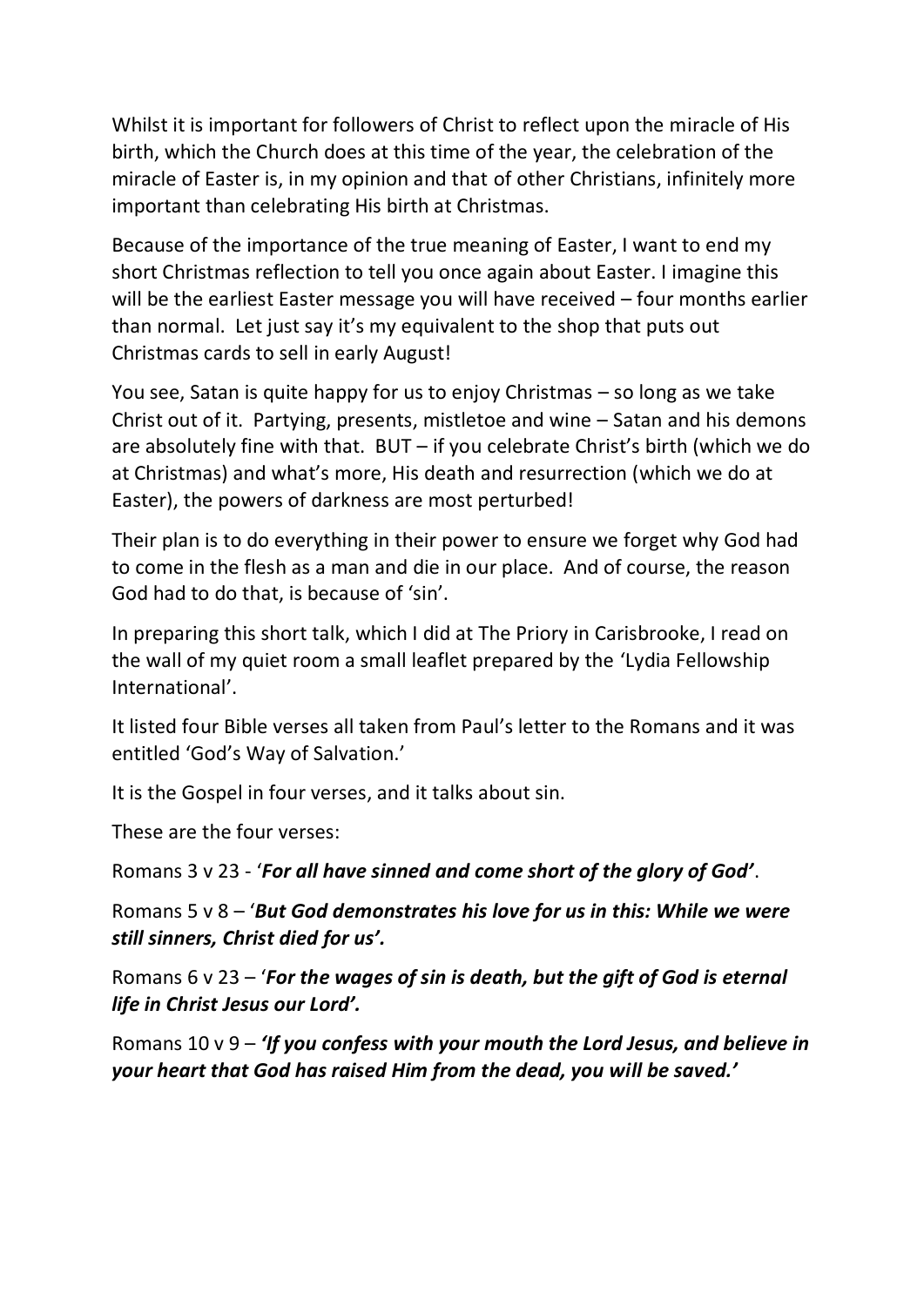Whilst it is important for followers of Christ to reflect upon the miracle of His birth, which the Church does at this time of the year, the celebration of the miracle of Easter is, in my opinion and that of other Christians, infinitely more important than celebrating His birth at Christmas.

Because of the importance of the true meaning of Easter, I want to end my short Christmas reflection to tell you once again about Easter. I imagine this will be the earliest Easter message you will have received – four months earlier than normal. Let just say it's my equivalent to the shop that puts out Christmas cards to sell in early August!

You see, Satan is quite happy for us to enjoy Christmas – so long as we take Christ out of it. Partying, presents, mistletoe and wine – Satan and his demons are absolutely fine with that. BUT – if you celebrate Christ's birth (which we do at Christmas) and what's more, His death and resurrection (which we do at Easter), the powers of darkness are most perturbed!

Their plan is to do everything in their power to ensure we forget why God had to come in the flesh as a man and die in our place. And of course, the reason God had to do that, is because of 'sin'.

In preparing this short talk, which I did at The Priory in Carisbrooke, I read on the wall of my quiet room a small leaflet prepared by the 'Lydia Fellowship International'.

It listed four Bible verses all taken from Paul's letter to the Romans and it was entitled 'God's Way of Salvation.'

It is the Gospel in four verses, and it talks about sin.

These are the four verses:

Romans 3 v 23 - '***For all have sinned and come short of the glory of God'***.

Romans 5 v 8 – '***But God demonstrates his love for us in this: While we were still sinners, Christ died for us'.***

Romans 6 v 23 – '***For the wages of sin is death, but the gift of God is eternal life in Christ Jesus our Lord'.***

Romans 10 v 9 – ***'If you confess with your mouth the Lord Jesus, and believe in your heart that God has raised Him from the dead, you will be saved.'***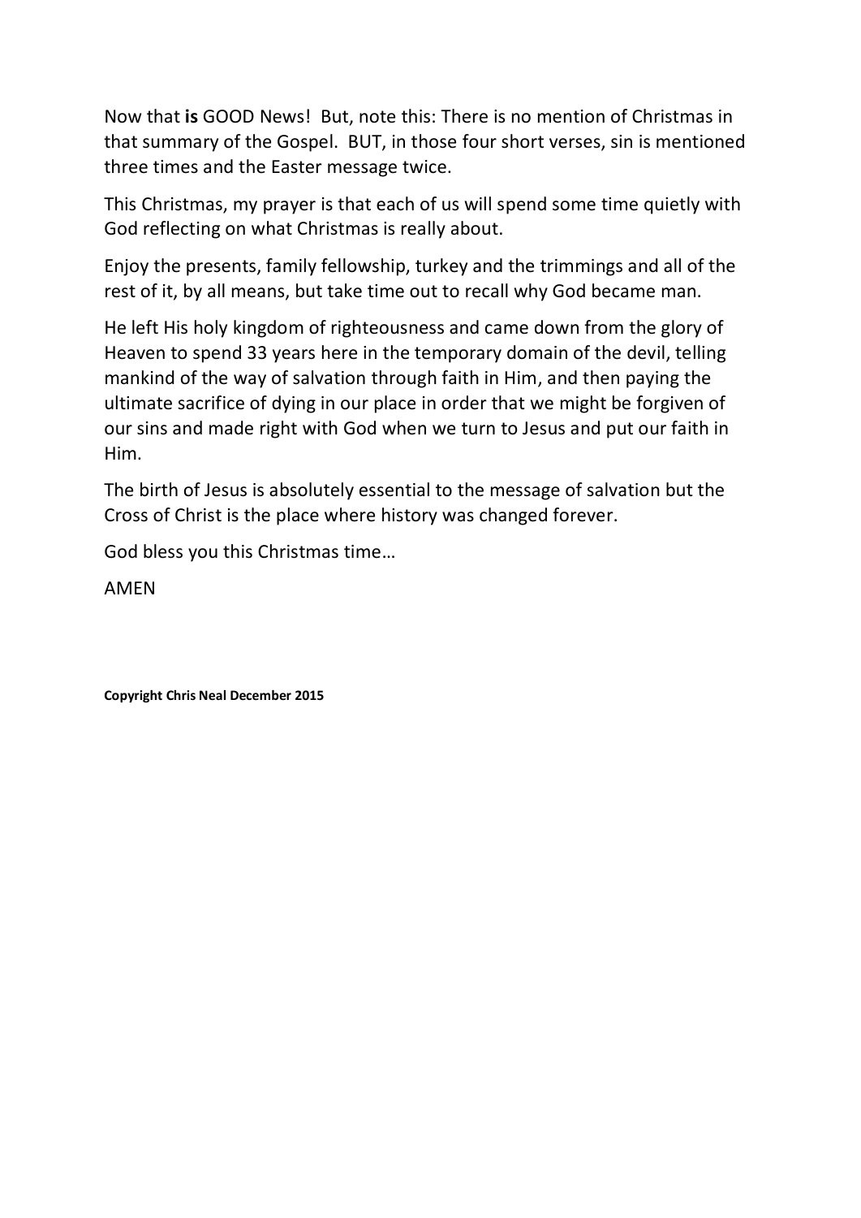Now that **is** GOOD News! But, note this: There is no mention of Christmas in that summary of the Gospel. BUT, in those four short verses, sin is mentioned three times and the Easter message twice.

This Christmas, my prayer is that each of us will spend some time quietly with God reflecting on what Christmas is really about.

Enjoy the presents, family fellowship, turkey and the trimmings and all of the rest of it, by all means, but take time out to recall why God became man.

He left His holy kingdom of righteousness and came down from the glory of Heaven to spend 33 years here in the temporary domain of the devil, telling mankind of the way of salvation through faith in Him, and then paying the ultimate sacrifice of dying in our place in order that we might be forgiven of our sins and made right with God when we turn to Jesus and put our faith in Him.

The birth of Jesus is absolutely essential to the message of salvation but the Cross of Christ is the place where history was changed forever.

God bless you this Christmas time…

AMEN

**Copyright Chris Neal December 2015**